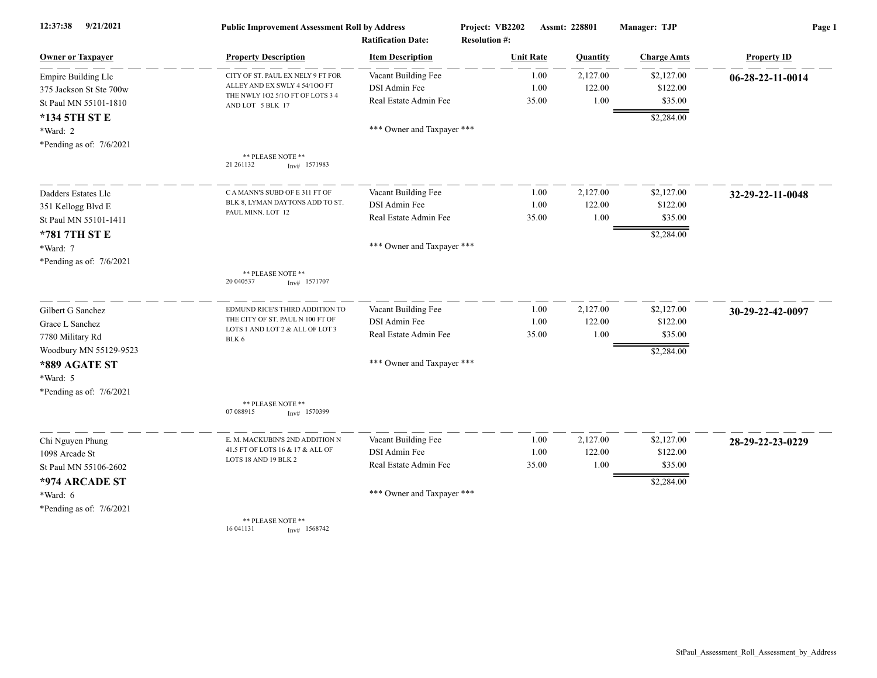**12:37:38 9/21/2021** | **Public Improvement Assessment Roll by Address** | **Project: VB2202** | **Assmt: 228801** | **Manager: TJP**

**Ratification Date:** | **Resolution #:**

| Owner or Taxpayer | Property Description | Item Description | Unit Rate | Quantity | Charge Amts | Property ID |
|---|---|---|---|---|---|---|
| Empire Building Llc<br>375 Jackson St Ste 700w<br>St Paul MN 55101-1810<br>**\*134 5TH ST E**<br>\*Ward: 2<br>\*Pending as of: 7/6/2021 | CITY OF ST. PAUL EX NELY 9 FT FOR ALLEY AND EX SWLY 4 54/1OO FT THE NWLY 1O2 5/1O FT OF LOTS 3 4 AND LOT 5 BLK 17<br><br>\*\* PLEASE NOTE \*\*<br>21 261132 Inv# 1571983 | Vacant Building Fee<br>DSI Admin Fee<br>Real Estate Admin Fee<br><br>\*\*\* Owner and Taxpayer \*\*\* | 1.00<br>1.00<br>35.00 | 2,127.00<br>122.00<br>1.00 | $2,127.00<br>$122.00<br>$35.00<br><br>$2,284.00 | **06-28-22-11-0014** |
| Dadders Estates Llc<br>351 Kellogg Blvd E<br>St Paul MN 55101-1411<br>**\*781 7TH ST E**<br>\*Ward: 7<br>\*Pending as of: 7/6/2021 | C A MANN'S SUBD OF E 311 FT OF BLK 8, LYMAN DAYTONS ADD TO ST. PAUL MINN. LOT 12<br><br>\*\* PLEASE NOTE \*\*<br>20 040537 Inv# 1571707 | Vacant Building Fee<br>DSI Admin Fee<br>Real Estate Admin Fee<br><br>\*\*\* Owner and Taxpayer \*\*\* | 1.00<br>1.00<br>35.00 | 2,127.00<br>122.00<br>1.00 | $2,127.00<br>$122.00<br>$35.00<br><br>$2,284.00 | **32-29-22-11-0048** |
| Gilbert G Sanchez<br>Grace L Sanchez<br>7780 Military Rd<br>Woodbury MN 55129-9523<br>**\*889 AGATE ST**<br>\*Ward: 5<br>\*Pending as of: 7/6/2021 | EDMUND RICE'S THIRD ADDITION TO THE CITY OF ST. PAUL N 100 FT OF LOTS 1 AND LOT 2 & ALL OF LOT 3 BLK 6<br><br>\*\* PLEASE NOTE \*\*<br>07 088915 Inv# 1570399 | Vacant Building Fee<br>DSI Admin Fee<br>Real Estate Admin Fee<br><br>\*\*\* Owner and Taxpayer \*\*\* | 1.00<br>1.00<br>35.00 | 2,127.00<br>122.00<br>1.00 | $2,127.00<br>$122.00<br>$35.00<br><br>$2,284.00 | **30-29-22-42-0097** |
| Chi Nguyen Phung<br>1098 Arcade St<br>St Paul MN 55106-2602<br>**\*974 ARCADE ST**<br>\*Ward: 6<br>\*Pending as of: 7/6/2021 | E. M. MACKUBIN'S 2ND ADDITION N 41.5 FT OF LOTS 16 & 17 & ALL OF LOTS 18 AND 19 BLK 2<br><br>\*\* PLEASE NOTE \*\*<br>16 041131 Inv# 1568742 | Vacant Building Fee<br>DSI Admin Fee<br>Real Estate Admin Fee<br><br>\*\*\* Owner and Taxpayer \*\*\* | 1.00<br>1.00<br>35.00 | 2,127.00<br>122.00<br>1.00 | $2,127.00<br>$122.00<br>$35.00<br><br>$2,284.00 | **28-29-22-23-0229** |

StPaul_Assessment_Roll_Assessment_by_Address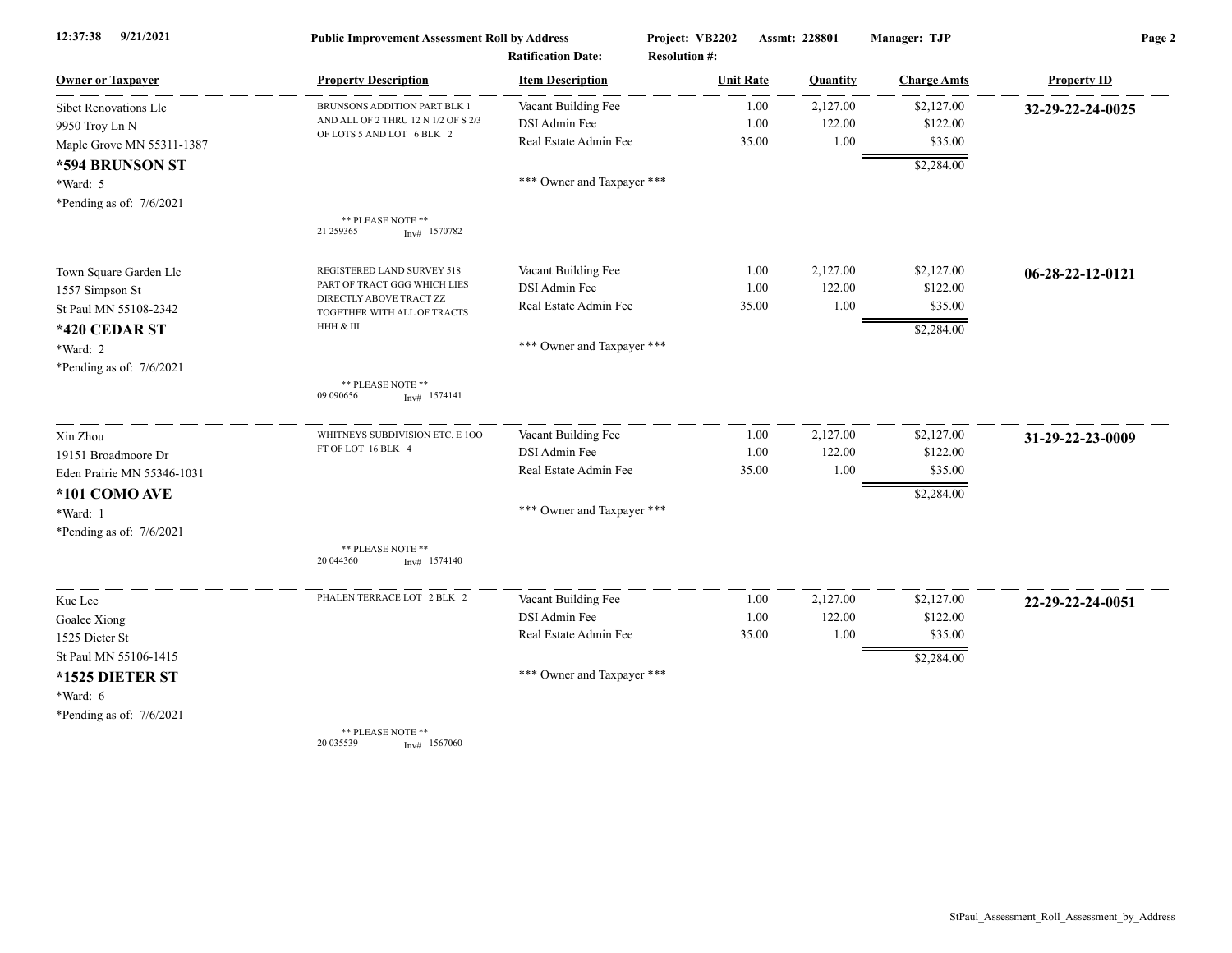12:37:38 9/21/2021 — **Public Improvement Assessment Roll by Address** — Project: VB2202 — Assmt: 228801 — Manager: TJP

Ratification Date: — Resolution #:

| Owner or Taxpayer | Property Description | Item Description | Unit Rate | Quantity | Charge Amts | Property ID |
|---|---|---|---|---|---|---|
| Sibet Renovations Llc<br>9950 Troy Ln N<br>Maple Grove MN 55311-1387<br>**\*594 BRUNSON ST**<br>\*Ward: 5<br>\*Pending as of: 7/6/2021 | BRUNSONS ADDITION PART BLK 1 AND ALL OF 2 THRU 12 N 1/2 OF S 2/3 OF LOTS 5 AND LOT 6 BLK 2<br>** PLEASE NOTE **<br>21 259365 Inv# 1570782 | Vacant Building Fee<br>DSI Admin Fee<br>Real Estate Admin Fee<br>\*\*\* Owner and Taxpayer \*\*\* | 1.00<br>1.00<br>35.00 | 2,127.00<br>122.00<br>1.00 | \$2,127.00<br>\$122.00<br>\$35.00<br>\$2,284.00 | **32-29-22-24-0025** |
| Town Square Garden Llc<br>1557 Simpson St<br>St Paul MN 55108-2342<br>**\*420 CEDAR ST**<br>\*Ward: 2<br>\*Pending as of: 7/6/2021 | REGISTERED LAND SURVEY 518 PART OF TRACT GGG WHICH LIES DIRECTLY ABOVE TRACT ZZ TOGETHER WITH ALL OF TRACTS HHH & III<br>** PLEASE NOTE **<br>09 090656 Inv# 1574141 | Vacant Building Fee<br>DSI Admin Fee<br>Real Estate Admin Fee<br>\*\*\* Owner and Taxpayer \*\*\* | 1.00<br>1.00<br>35.00 | 2,127.00<br>122.00<br>1.00 | \$2,127.00<br>\$122.00<br>\$35.00<br>\$2,284.00 | **06-28-22-12-0121** |
| Xin Zhou<br>19151 Broadmoore Dr<br>Eden Prairie MN 55346-1031<br>**\*101 COMO AVE**<br>\*Ward: 1<br>\*Pending as of: 7/6/2021 | WHITNEYS SUBDIVISION ETC. E 1OO FT OF LOT 16 BLK 4<br>** PLEASE NOTE **<br>20 044360 Inv# 1574140 | Vacant Building Fee<br>DSI Admin Fee<br>Real Estate Admin Fee<br>\*\*\* Owner and Taxpayer \*\*\* | 1.00<br>1.00<br>35.00 | 2,127.00<br>122.00<br>1.00 | \$2,127.00<br>\$122.00<br>\$35.00<br>\$2,284.00 | **31-29-22-23-0009** |
| Kue Lee<br>Goalee Xiong<br>1525 Dieter St<br>St Paul MN 55106-1415<br>**\*1525 DIETER ST**<br>\*Ward: 6<br>\*Pending as of: 7/6/2021 | PHALEN TERRACE LOT 2 BLK 2<br>** PLEASE NOTE **<br>20 035539 Inv# 1567060 | Vacant Building Fee<br>DSI Admin Fee<br>Real Estate Admin Fee<br>\*\*\* Owner and Taxpayer \*\*\* | 1.00<br>1.00<br>35.00 | 2,127.00<br>122.00<br>1.00 | \$2,127.00<br>\$122.00<br>\$35.00<br>\$2,284.00 | **22-29-22-24-0051** |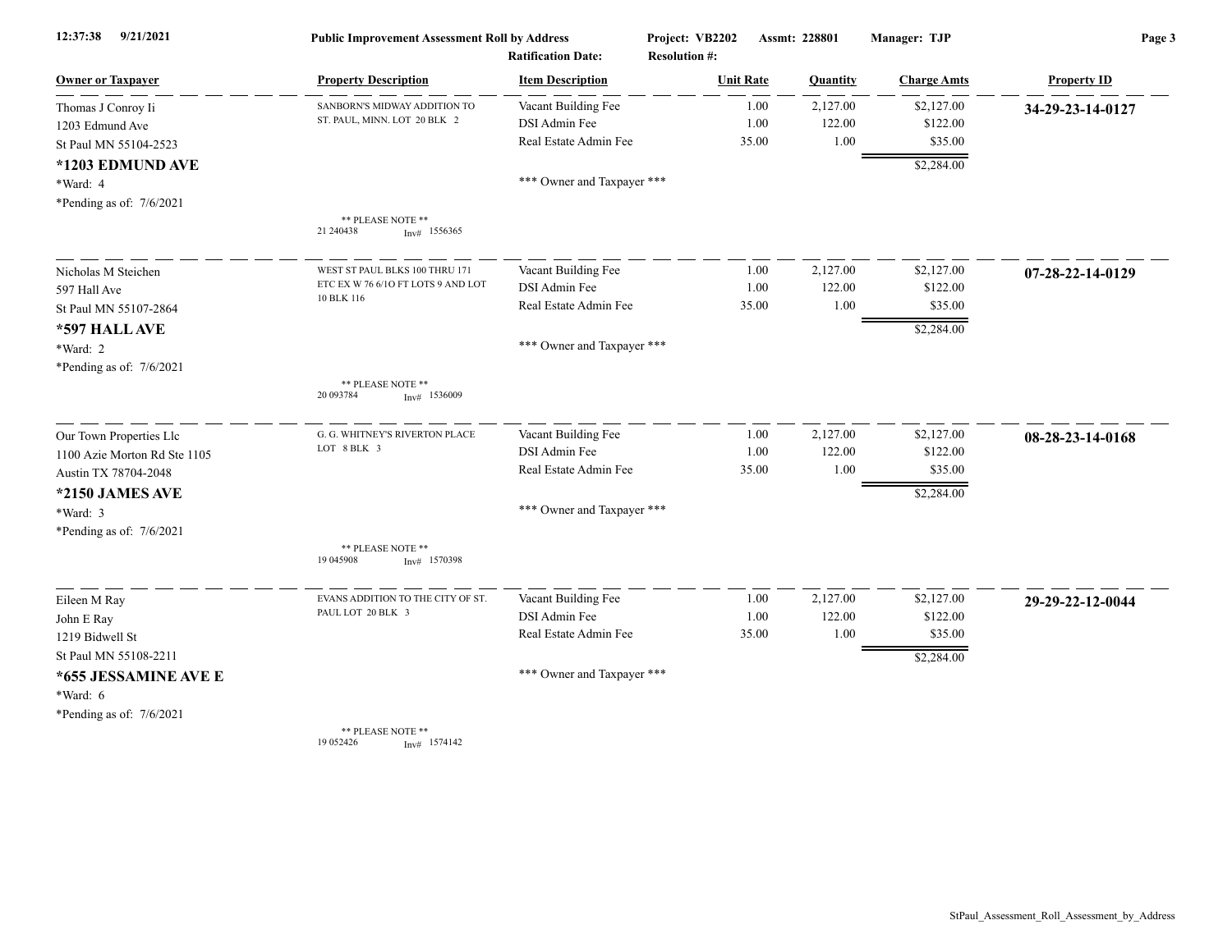| Owner or Taxpayer | Property Description | Item Description | Unit Rate | Quantity | Charge Amts | Property ID |
|---|---|---|---|---|---|---|
| Thomas J Conroy Ii<br>1203 Edmund Ave<br>St Paul MN 55104-2523<br>**\*1203 EDMUND AVE**<br>\*Ward: 4<br>\*Pending as of: 7/6/2021 | SANBORN'S MIDWAY ADDITION TO ST. PAUL, MINN. LOT 20 BLK 2<br><br>** PLEASE NOTE **<br>21 240438 Inv# 1556365 | Vacant Building Fee<br>DSI Admin Fee<br>Real Estate Admin Fee<br><br>*** Owner and Taxpayer *** | 1.00<br>1.00<br>35.00 | 2,127.00<br>122.00<br>1.00 | $2,127.00<br>$122.00<br>$35.00<br>$2,284.00 | **34-29-23-14-0127** |
| Nicholas M Steichen<br>597 Hall Ave<br>St Paul MN 55107-2864<br>**\*597 HALL AVE**<br>\*Ward: 2<br>\*Pending as of: 7/6/2021 | WEST ST PAUL BLKS 100 THRU 171 ETC EX W 76 6/1O FT LOTS 9 AND LOT 10 BLK 116<br><br>** PLEASE NOTE **<br>20 093784 Inv# 1536009 | Vacant Building Fee<br>DSI Admin Fee<br>Real Estate Admin Fee<br><br>*** Owner and Taxpayer *** | 1.00<br>1.00<br>35.00 | 2,127.00<br>122.00<br>1.00 | $2,127.00<br>$122.00<br>$35.00<br>$2,284.00 | **07-28-22-14-0129** |
| Our Town Properties Llc<br>1100 Azie Morton Rd Ste 1105<br>Austin TX 78704-2048<br>**\*2150 JAMES AVE**<br>\*Ward: 3<br>\*Pending as of: 7/6/2021 | G. G. WHITNEY'S RIVERTON PLACE LOT 8 BLK 3<br><br>** PLEASE NOTE **<br>19 045908 Inv# 1570398 | Vacant Building Fee<br>DSI Admin Fee<br>Real Estate Admin Fee<br><br>*** Owner and Taxpayer *** | 1.00<br>1.00<br>35.00 | 2,127.00<br>122.00<br>1.00 | $2,127.00<br>$122.00<br>$35.00<br>$2,284.00 | **08-28-23-14-0168** |
| Eileen M Ray<br>John E Ray<br>1219 Bidwell St<br>St Paul MN 55108-2211<br>**\*655 JESSAMINE AVE E**<br>\*Ward: 6<br>\*Pending as of: 7/6/2021 | EVANS ADDITION TO THE CITY OF ST. PAUL LOT 20 BLK 3<br><br>** PLEASE NOTE **<br>19 052426 Inv# 1574142 | Vacant Building Fee<br>DSI Admin Fee<br>Real Estate Admin Fee<br><br>*** Owner and Taxpayer *** | 1.00<br>1.00<br>35.00 | 2,127.00<br>122.00<br>1.00 | $2,127.00<br>$122.00<br>$35.00<br>$2,284.00 | **29-29-22-12-0044** |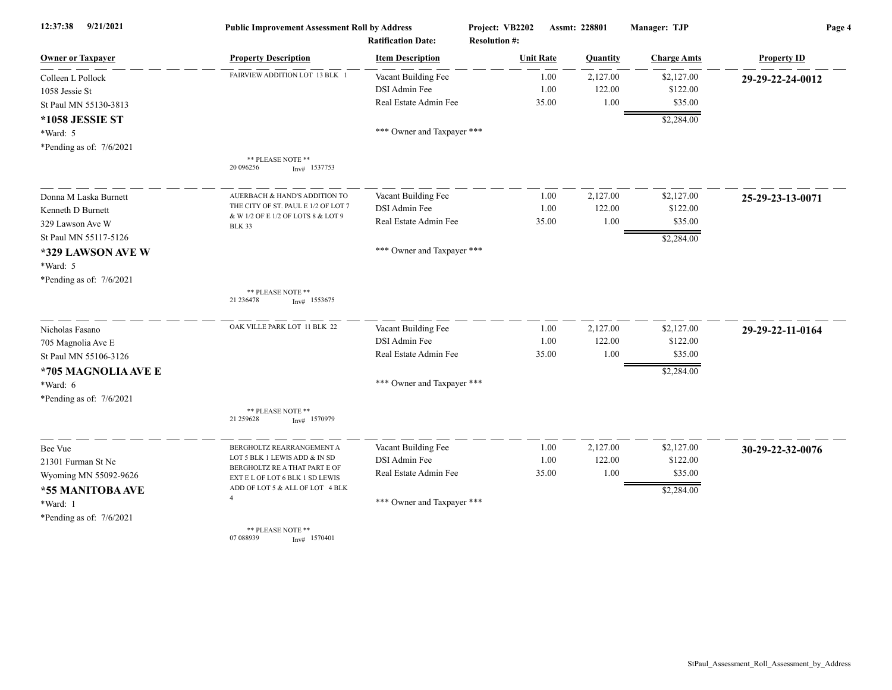**Public Improvement Assessment Roll by Address** | Project: VB2202 | Assmt: 228801 | Manager: TJP

Ratification Date: | Resolution #:

| Owner or Taxpayer | Property Description | Item Description | Unit Rate | Quantity | Charge Amts | Property ID |
|---|---|---|---|---|---|---|
| Colleen L Pollock<br>1058 Jessie St<br>St Paul MN 55130-3813<br>**\*1058 JESSIE ST**<br>\*Ward: 5<br>\*Pending as of: 7/6/2021 | FAIRVIEW ADDITION LOT 13 BLK 1<br><br>** PLEASE NOTE **<br>20 096256 Inv# 1537753 | Vacant Building Fee<br>DSI Admin Fee<br>Real Estate Admin Fee<br><br>*** Owner and Taxpayer *** | 1.00<br>1.00<br>35.00 | 2,127.00<br>122.00<br>1.00 | $2,127.00<br>$122.00<br>$35.00<br>$2,284.00 | **29-29-22-24-0012** |
| Donna M Laska Burnett<br>Kenneth D Burnett<br>329 Lawson Ave W<br>St Paul MN 55117-5126<br>**\*329 LAWSON AVE W**<br>\*Ward: 5<br>\*Pending as of: 7/6/2021 | AUERBACH & HAND'S ADDITION TO THE CITY OF ST. PAUL E 1/2 OF LOT 7 & W 1/2 OF E 1/2 OF LOTS 8 & LOT 9 BLK 33<br><br>** PLEASE NOTE **<br>21 236478 Inv# 1553675 | Vacant Building Fee<br>DSI Admin Fee<br>Real Estate Admin Fee<br><br>*** Owner and Taxpayer *** | 1.00<br>1.00<br>35.00 | 2,127.00<br>122.00<br>1.00 | $2,127.00<br>$122.00<br>$35.00<br>$2,284.00 | **25-29-23-13-0071** |
| Nicholas Fasano<br>705 Magnolia Ave E<br>St Paul MN 55106-3126<br>**\*705 MAGNOLIA AVE E**<br>\*Ward: 6<br>\*Pending as of: 7/6/2021 | OAK VILLE PARK LOT 11 BLK 22<br><br>** PLEASE NOTE **<br>21 259628 Inv# 1570979 | Vacant Building Fee<br>DSI Admin Fee<br>Real Estate Admin Fee<br><br>*** Owner and Taxpayer *** | 1.00<br>1.00<br>35.00 | 2,127.00<br>122.00<br>1.00 | $2,127.00<br>$122.00<br>$35.00<br>$2,284.00 | **29-29-22-11-0164** |
| Bee Vue<br>21301 Furman St Ne<br>Wyoming MN 55092-9626<br>**\*55 MANITOBA AVE**<br>\*Ward: 1<br>\*Pending as of: 7/6/2021 | BERGHOLTZ REARRANGEMENT A LOT 5 BLK 1 LEWIS ADD & IN SD BERGHOLTZ RE A THAT PART E OF EXT E L OF LOT 6 BLK 1 SD LEWIS ADD OF LOT 5 & ALL OF LOT 4 BLK 4<br><br>** PLEASE NOTE **<br>07 088939 Inv# 1570401 | Vacant Building Fee<br>DSI Admin Fee<br>Real Estate Admin Fee<br><br>*** Owner and Taxpayer *** | 1.00<br>1.00<br>35.00 | 2,127.00<br>122.00<br>1.00 | $2,127.00<br>$122.00<br>$35.00<br>$2,284.00 | **30-29-22-32-0076** |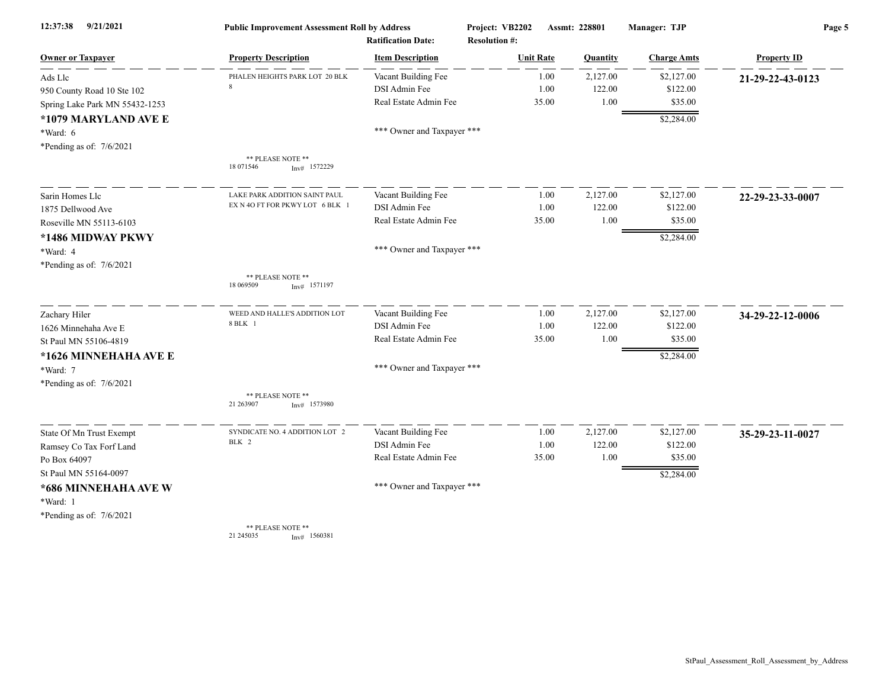**Public Improvement Assessment Roll by Address** — Project: VB2202 — Assmt: 228801 — Manager: TJP

Ratification Date: — Resolution #:

| Owner or Taxpayer | Property Description | Item Description | Unit Rate | Quantity | Charge Amts | Property ID |
|---|---|---|---|---|---|---|
| Ads Llc<br>950 County Road 10 Ste 102<br>Spring Lake Park MN 55432-1253<br>**\*1079 MARYLAND AVE E**<br>\*Ward: 6<br>\*Pending as of: 7/6/2021 | PHALEN HEIGHTS PARK LOT 20 BLK 8<br>** PLEASE NOTE **<br>18 071546 Inv# 1572229 | Vacant Building Fee<br>DSI Admin Fee<br>Real Estate Admin Fee<br>*** Owner and Taxpayer *** | 1.00<br>1.00<br>35.00 | 2,127.00<br>122.00<br>1.00 | \$2,127.00<br>\$122.00<br>\$35.00<br>\$2,284.00 | **21-29-22-43-0123** |
| Sarin Homes Llc<br>1875 Dellwood Ave<br>Roseville MN 55113-6103<br>**\*1486 MIDWAY PKWY**<br>\*Ward: 4<br>\*Pending as of: 7/6/2021 | LAKE PARK ADDITION SAINT PAUL EX N 4O FT FOR PKWY LOT 6 BLK 1<br>** PLEASE NOTE **<br>18 069509 Inv# 1571197 | Vacant Building Fee<br>DSI Admin Fee<br>Real Estate Admin Fee<br>*** Owner and Taxpayer *** | 1.00<br>1.00<br>35.00 | 2,127.00<br>122.00<br>1.00 | \$2,127.00<br>\$122.00<br>\$35.00<br>\$2,284.00 | **22-29-23-33-0007** |
| Zachary Hiler<br>1626 Minnehaha Ave E<br>St Paul MN 55106-4819<br>**\*1626 MINNEHAHA AVE E**<br>\*Ward: 7<br>\*Pending as of: 7/6/2021 | WEED AND HALLE'S ADDITION LOT 8 BLK 1<br>** PLEASE NOTE **<br>21 263907 Inv# 1573980 | Vacant Building Fee<br>DSI Admin Fee<br>Real Estate Admin Fee<br>*** Owner and Taxpayer *** | 1.00<br>1.00<br>35.00 | 2,127.00<br>122.00<br>1.00 | \$2,127.00<br>\$122.00<br>\$35.00<br>\$2,284.00 | **34-29-22-12-0006** |
| State Of Mn Trust Exempt<br>Ramsey Co Tax Forf Land<br>Po Box 64097<br>St Paul MN 55164-0097<br>**\*686 MINNEHAHA AVE W**<br>\*Ward: 1<br>\*Pending as of: 7/6/2021 | SYNDICATE NO. 4 ADDITION LOT 2 BLK 2<br>** PLEASE NOTE **<br>21 245035 Inv# 1560381 | Vacant Building Fee<br>DSI Admin Fee<br>Real Estate Admin Fee<br>*** Owner and Taxpayer *** | 1.00<br>1.00<br>35.00 | 2,127.00<br>122.00<br>1.00 | \$2,127.00<br>\$122.00<br>\$35.00<br>\$2,284.00 | **35-29-23-11-0027** |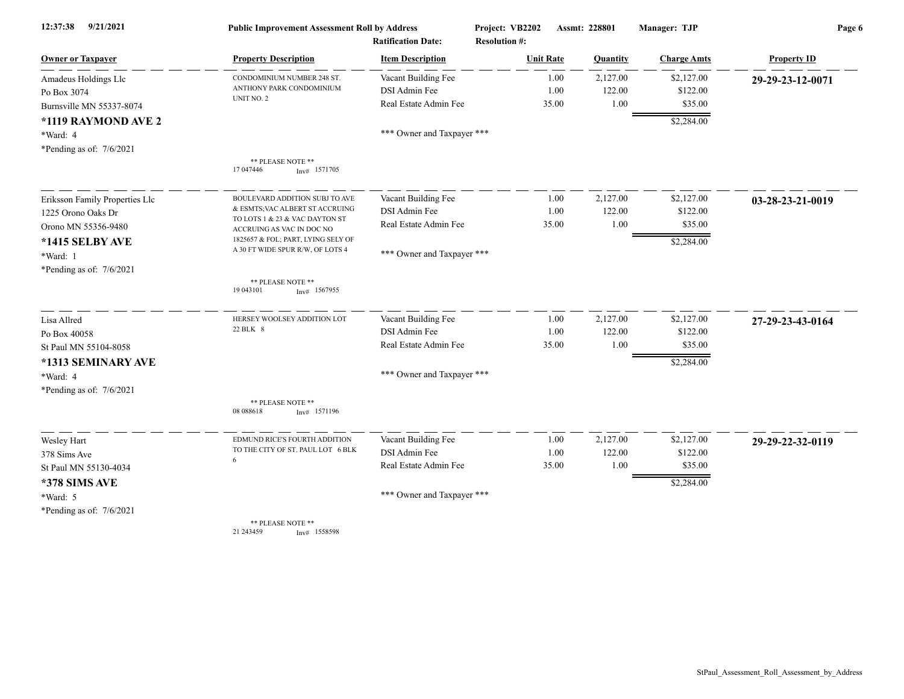**Public Improvement Assessment Roll by Address** — Project: VB2202 — Assmt: 228801 — Manager: TJP

12:37:38 9/21/2021

Ratification Date: Resolution #:

| Owner or Taxpayer | Property Description | Item Description | Unit Rate | Quantity | Charge Amts | Property ID |
|---|---|---|---|---|---|---|
| Amadeus Holdings Llc<br>Po Box 3074<br>Burnsville MN 55337-8074<br>**\*1119 RAYMOND AVE 2**<br>\*Ward: 4<br>\*Pending as of: 7/6/2021 | CONDOMINIUM NUMBER 248 ST. ANTHONY PARK CONDOMINIUM UNIT NO. 2<br>\*\* PLEASE NOTE \*\*<br>17 047446 Inv# 1571705 | Vacant Building Fee<br>DSI Admin Fee<br>Real Estate Admin Fee<br>\*\*\* Owner and Taxpayer \*\*\* | 1.00<br>1.00<br>35.00 | 2,127.00<br>122.00<br>1.00 | $2,127.00<br>$122.00<br>$35.00<br>$2,284.00 | **29-29-23-12-0071** |
| Eriksson Family Properties Llc<br>1225 Orono Oaks Dr<br>Orono MN 55356-9480<br>**\*1415 SELBY AVE**<br>\*Ward: 1<br>\*Pending as of: 7/6/2021 | BOULEVARD ADDITION SUBJ TO AVE & ESMTS;VAC ALBERT ST ACCRUING TO LOTS 1 & 23 & VAC DAYTON ST ACCRUING AS VAC IN DOC NO 1825657 & FOL; PART, LYING SELY OF A 30 FT WIDE SPUR R/W, OF LOTS 4<br>\*\* PLEASE NOTE \*\*<br>19 043101 Inv# 1567955 | Vacant Building Fee<br>DSI Admin Fee<br>Real Estate Admin Fee<br>\*\*\* Owner and Taxpayer \*\*\* | 1.00<br>1.00<br>35.00 | 2,127.00<br>122.00<br>1.00 | $2,127.00<br>$122.00<br>$35.00<br>$2,284.00 | **03-28-23-21-0019** |
| Lisa Allred<br>Po Box 40058<br>St Paul MN 55104-8058<br>**\*1313 SEMINARY AVE**<br>\*Ward: 4<br>\*Pending as of: 7/6/2021 | HERSEY WOOLSEY ADDITION LOT 22 BLK 8<br>\*\* PLEASE NOTE \*\*<br>08 088618 Inv# 1571196 | Vacant Building Fee<br>DSI Admin Fee<br>Real Estate Admin Fee<br>\*\*\* Owner and Taxpayer \*\*\* | 1.00<br>1.00<br>35.00 | 2,127.00<br>122.00<br>1.00 | $2,127.00<br>$122.00<br>$35.00<br>$2,284.00 | **27-29-23-43-0164** |
| Wesley Hart<br>378 Sims Ave<br>St Paul MN 55130-4034<br>**\*378 SIMS AVE**<br>\*Ward: 5<br>\*Pending as of: 7/6/2021 | EDMUND RICE'S FOURTH ADDITION TO THE CITY OF ST. PAUL LOT 6 BLK 6<br>\*\* PLEASE NOTE \*\*<br>21 243459 Inv# 1558598 | Vacant Building Fee<br>DSI Admin Fee<br>Real Estate Admin Fee<br>\*\*\* Owner and Taxpayer \*\*\* | 1.00<br>1.00<br>35.00 | 2,127.00<br>122.00<br>1.00 | $2,127.00<br>$122.00<br>$35.00<br>$2,284.00 | **29-29-22-32-0119** |

StPaul_Assessment_Roll_Assessment_by_Address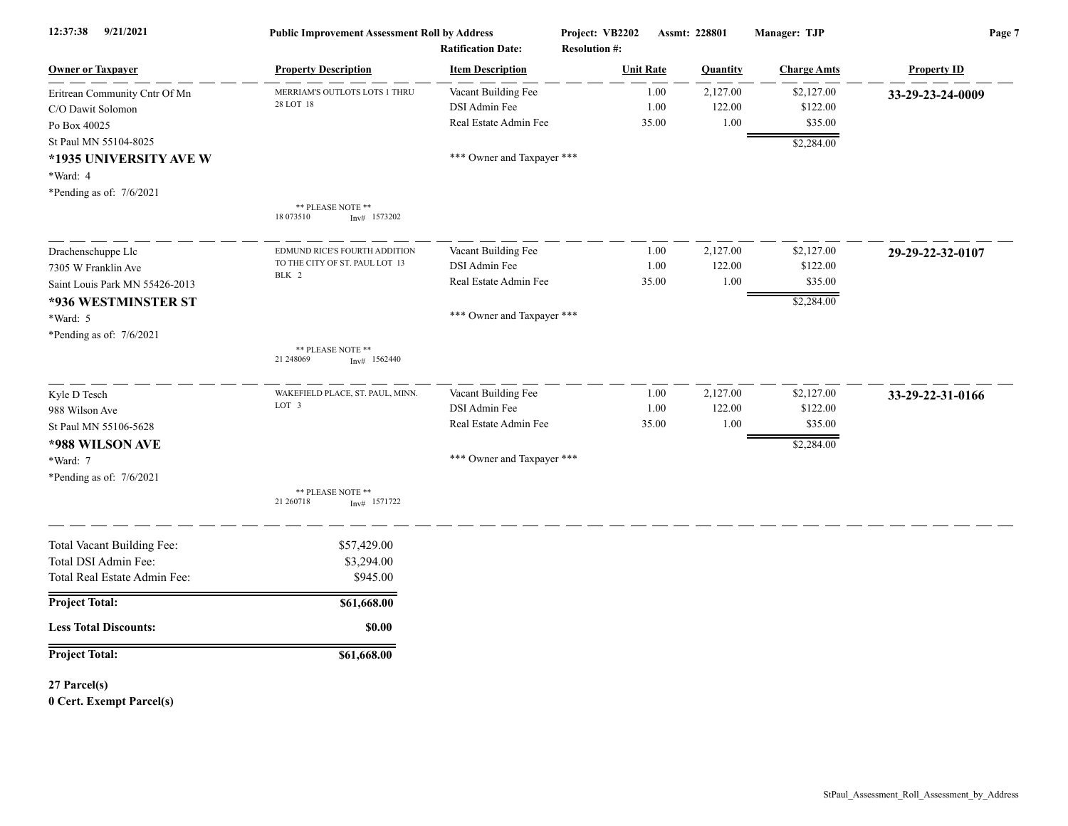| Owner or Taxpayer | Property Description | Item Description | Unit Rate | Quantity | Charge Amts | Property ID |
|---|---|---|---|---|---|---|
| Eritrean Community Cntr Of Mn | MERRIAM'S OUTLOTS LOTS 1 THRU 28 LOT 18 | Vacant Building Fee | 1.00 | 2,127.00 | $2,127.00 | **33-29-23-24-0009** |
| C/O Dawit Solomon | | DSI Admin Fee | 1.00 | 122.00 | $122.00 | |
| Po Box 40025 | | Real Estate Admin Fee | 35.00 | 1.00 | $35.00 | |
| St Paul MN 55104-8025 | | | | | $2,284.00 | |
| ***1935 UNIVERSITY AVE W** | | *** Owner and Taxpayer *** | | | | |
| *Ward: 4 | | | | | | |
| *Pending as of: 7/6/2021 | ** PLEASE NOTE ** 18 073510 Inv# 1573202 | | | | | |
| Drachenschuppe Llc | EDMUND RICE'S FOURTH ADDITION TO THE CITY OF ST. PAUL LOT 13 BLK 2 | Vacant Building Fee | 1.00 | 2,127.00 | $2,127.00 | **29-29-22-32-0107** |
| 7305 W Franklin Ave | | DSI Admin Fee | 1.00 | 122.00 | $122.00 | |
| Saint Louis Park MN 55426-2013 | | Real Estate Admin Fee | 35.00 | 1.00 | $35.00 | |
| ***936 WESTMINSTER ST** | | | | | $2,284.00 | |
| *Ward: 5 | | *** Owner and Taxpayer *** | | | | |
| *Pending as of: 7/6/2021 | ** PLEASE NOTE ** 21 248069 Inv# 1562440 | | | | | |
| Kyle D Tesch | WAKEFIELD PLACE, ST. PAUL, MINN. LOT 3 | Vacant Building Fee | 1.00 | 2,127.00 | $2,127.00 | **33-29-22-31-0166** |
| 988 Wilson Ave | | DSI Admin Fee | 1.00 | 122.00 | $122.00 | |
| St Paul MN 55106-5628 | | Real Estate Admin Fee | 35.00 | 1.00 | $35.00 | |
| ***988 WILSON AVE** | | | | | $2,284.00 | |
| *Ward: 7 | | *** Owner and Taxpayer *** | | | | |
| *Pending as of: 7/6/2021 | ** PLEASE NOTE ** 21 260718 Inv# 1571722 | | | | | |

| | |
|---|---|
| Total Vacant Building Fee: | $57,429.00 |
| Total DSI Admin Fee: | $3,294.00 |
| Total Real Estate Admin Fee: | $945.00 |
| **Project Total:** | **$61,668.00** |
| **Less Total Discounts:** | **$0.00** |
| **Project Total:** | **$61,668.00** |

**27 Parcel(s)**
**0 Cert. Exempt Parcel(s)**